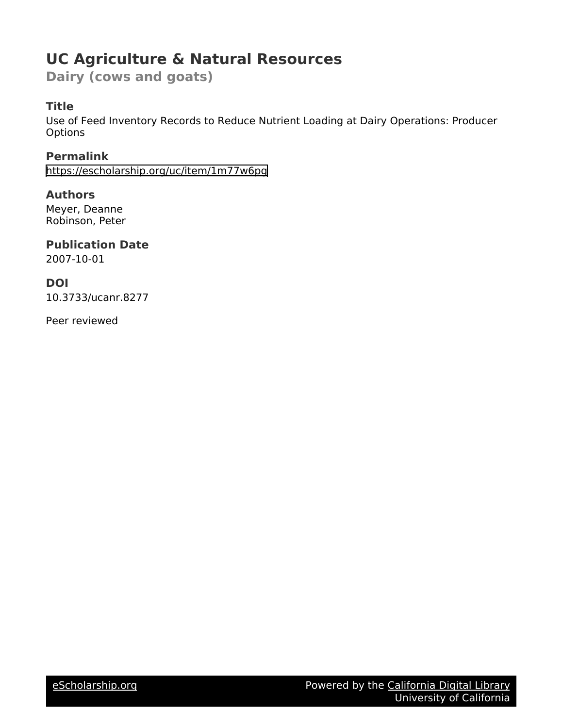# UC Agriculture & Natural Resources

## Dairy (cows and goats)

### Title

Use of Feed Inventory Records to Reduce Nutrient Loading at Dairy Operations: Producer Options

### Permalink

https://escholarship.org/uc/item/1m77w6pq

### Authors

Meyer, Deanne
Robinson, Peter

### Publication Date

2007-10-01

### DOI

10.3733/ucanr.8277

Peer reviewed

eScholarship.org — Powered by the California Digital Library, University of California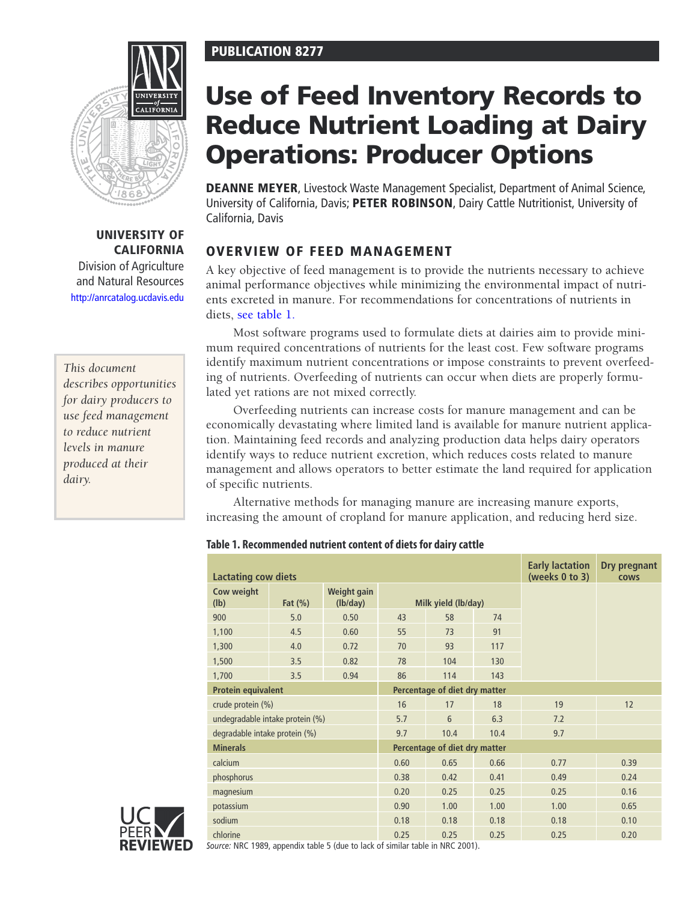PUBLICATION 8277

# Use of Feed Inventory Records to Reduce Nutrient Loading at Dairy Operations: Producer Options

**DEANNE MEYER**, Livestock Waste Management Specialist, Department of Animal Science, University of California, Davis; **PETER ROBINSON**, Dairy Cattle Nutritionist, University of California, Davis

**UNIVERSITY OF CALIFORNIA**
Division of Agriculture and Natural Resources
http://anrcatalog.ucdavis.edu

*This document describes opportunities for dairy producers to use feed management to reduce nutrient levels in manure produced at their dairy.*

## OVERVIEW OF FEED MANAGEMENT

A key objective of feed management is to provide the nutrients necessary to achieve animal performance objectives while minimizing the environmental impact of nutrients excreted in manure. For recommendations for concentrations of nutrients in diets, see table 1.

Most software programs used to formulate diets at dairies aim to provide minimum required concentrations of nutrients for the least cost. Few software programs identify maximum nutrient concentrations or impose constraints to prevent overfeeding of nutrients. Overfeeding of nutrients can occur when diets are properly formulated yet rations are not mixed correctly.

Overfeeding nutrients can increase costs for manure management and can be economically devastating where limited land is available for manure nutrient application. Maintaining feed records and analyzing production data helps dairy operators identify ways to reduce nutrient excretion, which reduces costs related to manure management and allows operators to better estimate the land required for application of specific nutrients.

Alternative methods for managing manure are increasing manure exports, increasing the amount of cropland for manure application, and reducing herd size.

**Table 1. Recommended nutrient content of diets for dairy cattle**

| Lactating cow diets | | | | | | Early lactation (weeks 0 to 3) | Dry pregnant cows |
|---|---|---|---|---|---|---|---|
| **Cow weight (lb)** | **Fat (%)** | **Weight gain (lb/day)** | **Milk yield (lb/day)** | | | | |
| 900 | 5.0 | 0.50 | 43 | 58 | 74 | | |
| 1,100 | 4.5 | 0.60 | 55 | 73 | 91 | | |
| 1,300 | 4.0 | 0.72 | 70 | 93 | 117 | | |
| 1,500 | 3.5 | 0.82 | 78 | 104 | 130 | | |
| 1,700 | 3.5 | 0.94 | 86 | 114 | 143 | | |
| **Protein equivalent** | | | **Percentage of diet dry matter** | | | | |
| crude protein (%) | | | 16 | 17 | 18 | 19 | 12 |
| undegradable intake protein (%) | | | 5.7 | 6 | 6.3 | 7.2 | |
| degradable intake protein (%) | | | 9.7 | 10.4 | 10.4 | 9.7 | |
| **Minerals** | | | **Percentage of diet dry matter** | | | | |
| calcium | | | 0.60 | 0.65 | 0.66 | 0.77 | 0.39 |
| phosphorus | | | 0.38 | 0.42 | 0.41 | 0.49 | 0.24 |
| magnesium | | | 0.20 | 0.25 | 0.25 | 0.25 | 0.16 |
| potassium | | | 0.90 | 1.00 | 1.00 | 1.00 | 0.65 |
| sodium | | | 0.18 | 0.18 | 0.18 | 0.18 | 0.10 |
| chlorine | | | 0.25 | 0.25 | 0.25 | 0.25 | 0.20 |

*Source:* NRC 1989, appendix table 5 (due to lack of similar table in NRC 2001).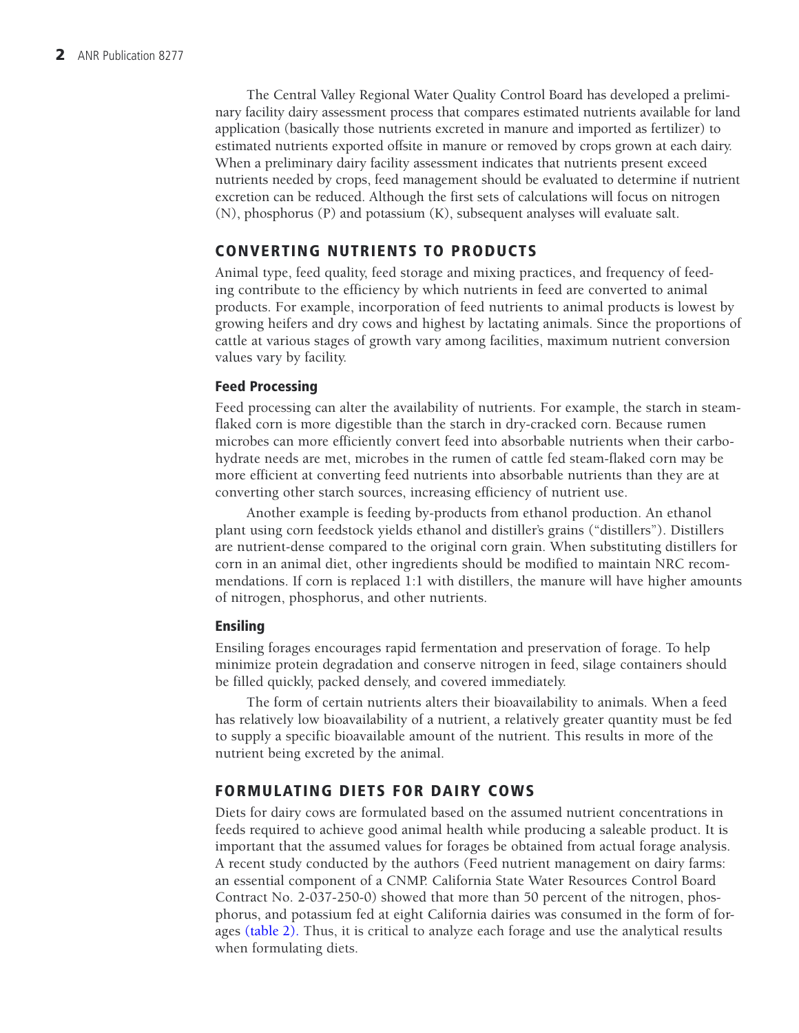The Central Valley Regional Water Quality Control Board has developed a preliminary facility dairy assessment process that compares estimated nutrients available for land application (basically those nutrients excreted in manure and imported as fertilizer) to estimated nutrients exported offsite in manure or removed by crops grown at each dairy. When a preliminary dairy facility assessment indicates that nutrients present exceed nutrients needed by crops, feed management should be evaluated to determine if nutrient excretion can be reduced. Although the first sets of calculations will focus on nitrogen (N), phosphorus (P) and potassium (K), subsequent analyses will evaluate salt.

## CONVERTING NUTRIENTS TO PRODUCTS

Animal type, feed quality, feed storage and mixing practices, and frequency of feeding contribute to the efficiency by which nutrients in feed are converted to animal products. For example, incorporation of feed nutrients to animal products is lowest by growing heifers and dry cows and highest by lactating animals. Since the proportions of cattle at various stages of growth vary among facilities, maximum nutrient conversion values vary by facility.

### Feed Processing

Feed processing can alter the availability of nutrients. For example, the starch in steam-flaked corn is more digestible than the starch in dry-cracked corn. Because rumen microbes can more efficiently convert feed into absorbable nutrients when their carbohydrate needs are met, microbes in the rumen of cattle fed steam-flaked corn may be more efficient at converting feed nutrients into absorbable nutrients than they are at converting other starch sources, increasing efficiency of nutrient use.

Another example is feeding by-products from ethanol production. An ethanol plant using corn feedstock yields ethanol and distiller's grains ("distillers"). Distillers are nutrient-dense compared to the original corn grain. When substituting distillers for corn in an animal diet, other ingredients should be modified to maintain NRC recommendations. If corn is replaced 1:1 with distillers, the manure will have higher amounts of nitrogen, phosphorus, and other nutrients.

### Ensiling

Ensiling forages encourages rapid fermentation and preservation of forage. To help minimize protein degradation and conserve nitrogen in feed, silage containers should be filled quickly, packed densely, and covered immediately.

The form of certain nutrients alters their bioavailability to animals. When a feed has relatively low bioavailability of a nutrient, a relatively greater quantity must be fed to supply a specific bioavailable amount of the nutrient. This results in more of the nutrient being excreted by the animal.

## FORMULATING DIETS FOR DAIRY COWS

Diets for dairy cows are formulated based on the assumed nutrient concentrations in feeds required to achieve good animal health while producing a saleable product. It is important that the assumed values for forages be obtained from actual forage analysis. A recent study conducted by the authors (Feed nutrient management on dairy farms: an essential component of a CNMP. California State Water Resources Control Board Contract No. 2-037-250-0) showed that more than 50 percent of the nitrogen, phosphorus, and potassium fed at eight California dairies was consumed in the form of forages (table 2). Thus, it is critical to analyze each forage and use the analytical results when formulating diets.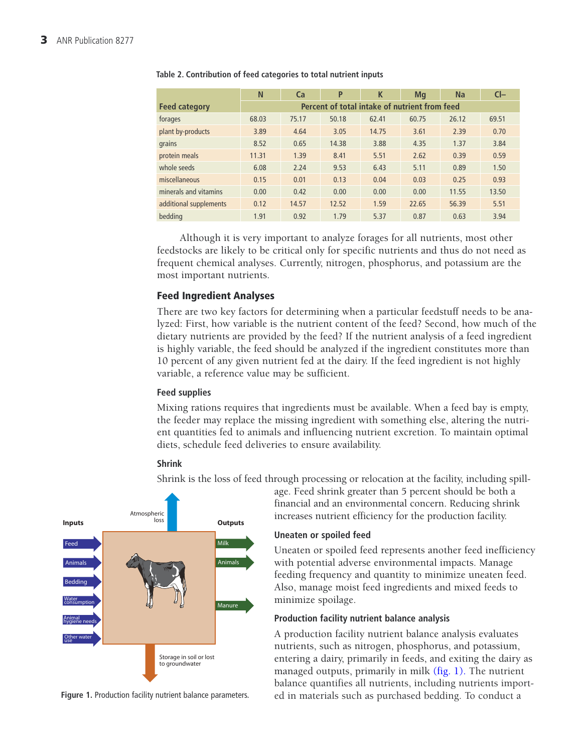**Table 2. Contribution of feed categories to total nutrient inputs**

| Feed category | N | Ca | P | K | Mg | Na | Cl– |
|---|---|---|---|---|---|---|---|
| | Percent of total intake of nutrient from feed | | | | | | |
| forages | 68.03 | 75.17 | 50.18 | 62.41 | 60.75 | 26.12 | 69.51 |
| plant by-products | 3.89 | 4.64 | 3.05 | 14.75 | 3.61 | 2.39 | 0.70 |
| grains | 8.52 | 0.65 | 14.38 | 3.88 | 4.35 | 1.37 | 3.84 |
| protein meals | 11.31 | 1.39 | 8.41 | 5.51 | 2.62 | 0.39 | 0.59 |
| whole seeds | 6.08 | 2.24 | 9.53 | 6.43 | 5.11 | 0.89 | 1.50 |
| miscellaneous | 0.15 | 0.01 | 0.13 | 0.04 | 0.03 | 0.25 | 0.93 |
| minerals and vitamins | 0.00 | 0.42 | 0.00 | 0.00 | 0.00 | 11.55 | 13.50 |
| additional supplements | 0.12 | 14.57 | 12.52 | 1.59 | 22.65 | 56.39 | 5.51 |
| bedding | 1.91 | 0.92 | 1.79 | 5.37 | 0.87 | 0.63 | 3.94 |

Although it is very important to analyze forages for all nutrients, most other feedstocks are likely to be critical only for specific nutrients and thus do not need as frequent chemical analyses. Currently, nitrogen, phosphorus, and potassium are the most important nutrients.

## Feed Ingredient Analyses

There are two key factors for determining when a particular feedstuff needs to be analyzed: First, how variable is the nutrient content of the feed? Second, how much of the dietary nutrients are provided by the feed? If the nutrient analysis of a feed ingredient is highly variable, the feed should be analyzed if the ingredient constitutes more than 10 percent of any given nutrient fed at the dairy. If the feed ingredient is not highly variable, a reference value may be sufficient.

### Feed supplies

Mixing rations requires that ingredients must be available. When a feed bay is empty, the feeder may replace the missing ingredient with something else, altering the nutrient quantities fed to animals and influencing nutrient excretion. To maintain optimal diets, schedule feed deliveries to ensure availability.

### Shrink

Shrink is the loss of feed through processing or relocation at the facility, including spillage. Feed shrink greater than 5 percent should be both a financial and an environmental concern. Reducing shrink increases nutrient efficiency for the production facility.

**Figure 1.** Production facility nutrient balance parameters.

### Uneaten or spoiled feed

Uneaten or spoiled feed represents another feed inefficiency with potential adverse environmental impacts. Manage feeding frequency and quantity to minimize uneaten feed. Also, manage moist feed ingredients and mixed feeds to minimize spoilage.

### Production facility nutrient balance analysis

A production facility nutrient balance analysis evaluates nutrients, such as nitrogen, phosphorus, and potassium, entering a dairy, primarily in feeds, and exiting the dairy as managed outputs, primarily in milk (fig. 1). The nutrient balance quantifies all nutrients, including nutrients imported in materials such as purchased bedding. To conduct a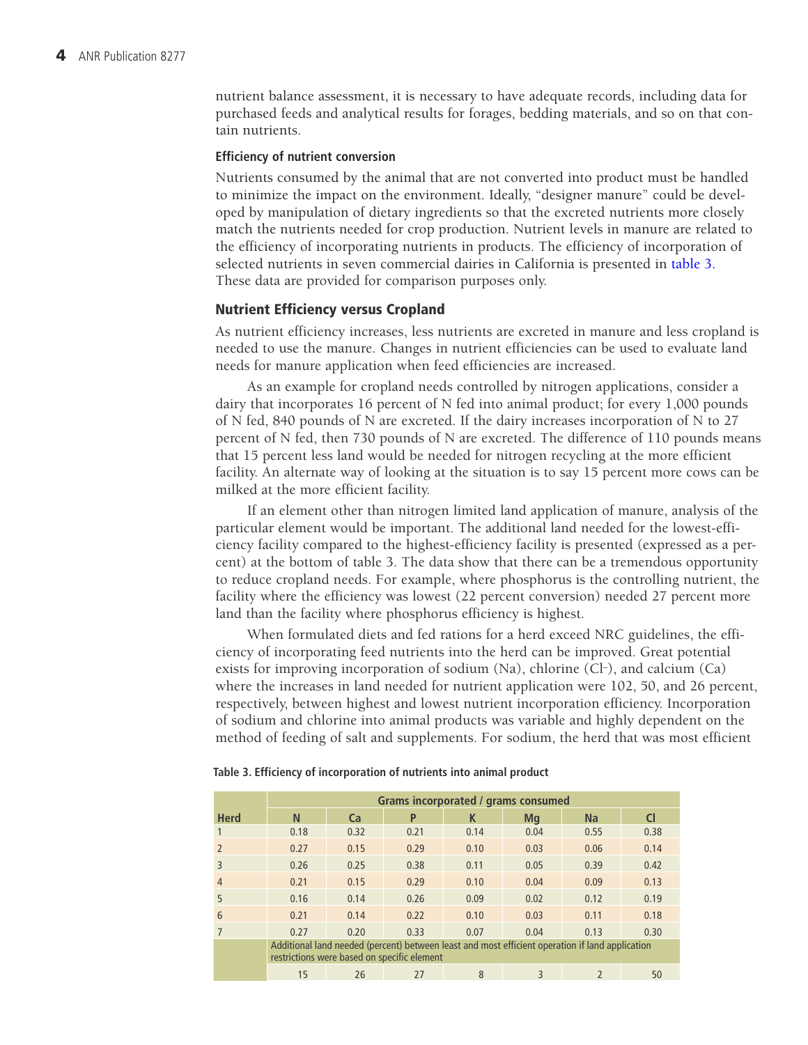nutrient balance assessment, it is necessary to have adequate records, including data for purchased feeds and analytical results for forages, bedding materials, and so on that contain nutrients.

#### Efficiency of nutrient conversion

Nutrients consumed by the animal that are not converted into product must be handled to minimize the impact on the environment. Ideally, “designer manure” could be developed by manipulation of dietary ingredients so that the excreted nutrients more closely match the nutrients needed for crop production. Nutrient levels in manure are related to the efficiency of incorporating nutrients in products. The efficiency of incorporation of selected nutrients in seven commercial dairies in California is presented in table 3. These data are provided for comparison purposes only.

### Nutrient Efficiency versus Cropland

As nutrient efficiency increases, less nutrients are excreted in manure and less cropland is needed to use the manure. Changes in nutrient efficiencies can be used to evaluate land needs for manure application when feed efficiencies are increased.

As an example for cropland needs controlled by nitrogen applications, consider a dairy that incorporates 16 percent of N fed into animal product; for every 1,000 pounds of N fed, 840 pounds of N are excreted. If the dairy increases incorporation of N to 27 percent of N fed, then 730 pounds of N are excreted. The difference of 110 pounds means that 15 percent less land would be needed for nitrogen recycling at the more efficient facility. An alternate way of looking at the situation is to say 15 percent more cows can be milked at the more efficient facility.

If an element other than nitrogen limited land application of manure, analysis of the particular element would be important. The additional land needed for the lowest-efficiency facility compared to the highest-efficiency facility is presented (expressed as a percent) at the bottom of table 3. The data show that there can be a tremendous opportunity to reduce cropland needs. For example, where phosphorus is the controlling nutrient, the facility where the efficiency was lowest (22 percent conversion) needed 27 percent more land than the facility where phosphorus efficiency is highest.

When formulated diets and fed rations for a herd exceed NRC guidelines, the efficiency of incorporating feed nutrients into the herd can be improved. Great potential exists for improving incorporation of sodium (Na), chlorine ($Cl^-$), and calcium (Ca) where the increases in land needed for nutrient application were 102, 50, and 26 percent, respectively, between highest and lowest nutrient incorporation efficiency. Incorporation of sodium and chlorine into animal products was variable and highly dependent on the method of feeding of salt and supplements. For sodium, the herd that was most efficient

**Table 3. Efficiency of incorporation of nutrients into animal product**

| | Grams incorporated / grams consumed | | | | | | |
|---|---|---|---|---|---|---|---|
| **Herd** | **N** | **Ca** | **P** | **K** | **Mg** | **Na** | **Cl** |
| 1 | 0.18 | 0.32 | 0.21 | 0.14 | 0.04 | 0.55 | 0.38 |
| 2 | 0.27 | 0.15 | 0.29 | 0.10 | 0.03 | 0.06 | 0.14 |
| 3 | 0.26 | 0.25 | 0.38 | 0.11 | 0.05 | 0.39 | 0.42 |
| 4 | 0.21 | 0.15 | 0.29 | 0.10 | 0.04 | 0.09 | 0.13 |
| 5 | 0.16 | 0.14 | 0.26 | 0.09 | 0.02 | 0.12 | 0.19 |
| 6 | 0.21 | 0.14 | 0.22 | 0.10 | 0.03 | 0.11 | 0.18 |
| 7 | 0.27 | 0.20 | 0.33 | 0.07 | 0.04 | 0.13 | 0.30 |
| | Additional land needed (percent) between least and most efficient operation if land application restrictions were based on specific element | | | | | | |
| | 15 | 26 | 27 | 8 | 3 | 2 | 50 |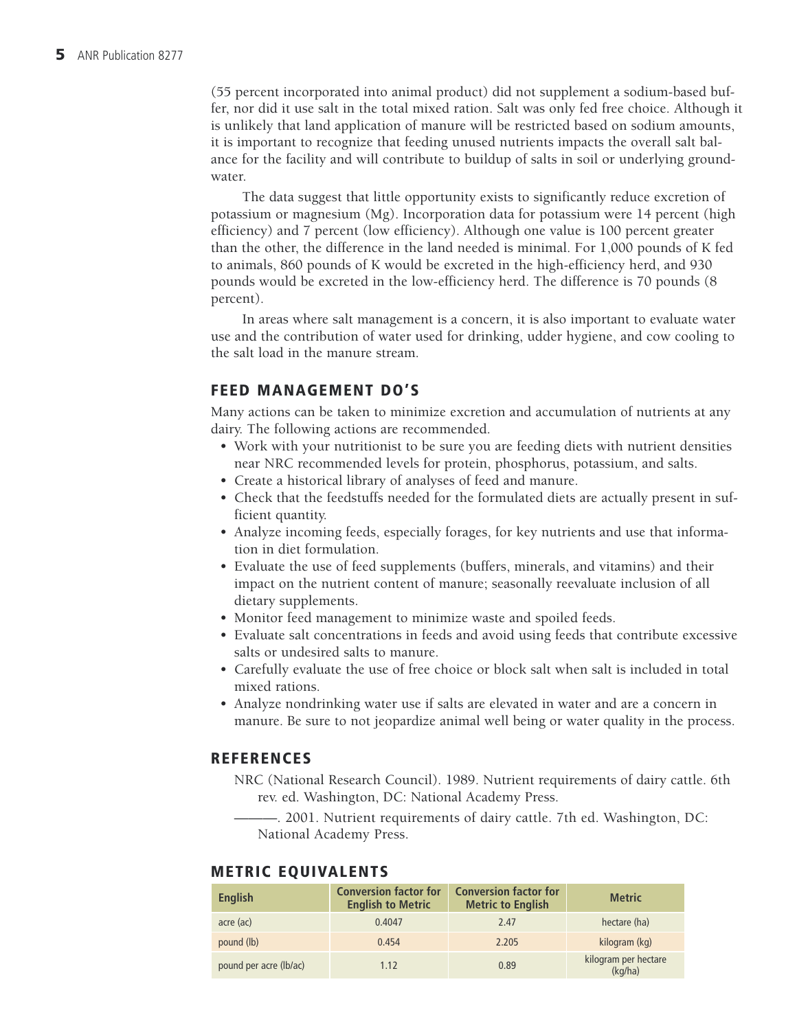(55 percent incorporated into animal product) did not supplement a sodium-based buffer, nor did it use salt in the total mixed ration. Salt was only fed free choice. Although it is unlikely that land application of manure will be restricted based on sodium amounts, it is important to recognize that feeding unused nutrients impacts the overall salt balance for the facility and will contribute to buildup of salts in soil or underlying groundwater.

The data suggest that little opportunity exists to significantly reduce excretion of potassium or magnesium (Mg). Incorporation data for potassium were 14 percent (high efficiency) and 7 percent (low efficiency). Although one value is 100 percent greater than the other, the difference in the land needed is minimal. For 1,000 pounds of K fed to animals, 860 pounds of K would be excreted in the high-efficiency herd, and 930 pounds would be excreted in the low-efficiency herd. The difference is 70 pounds (8 percent).

In areas where salt management is a concern, it is also important to evaluate water use and the contribution of water used for drinking, udder hygiene, and cow cooling to the salt load in the manure stream.

## FEED MANAGEMENT DO'S

Many actions can be taken to minimize excretion and accumulation of nutrients at any dairy. The following actions are recommended.

- Work with your nutritionist to be sure you are feeding diets with nutrient densities near NRC recommended levels for protein, phosphorus, potassium, and salts.
- Create a historical library of analyses of feed and manure.
- Check that the feedstuffs needed for the formulated diets are actually present in sufficient quantity.
- Analyze incoming feeds, especially forages, for key nutrients and use that information in diet formulation.
- Evaluate the use of feed supplements (buffers, minerals, and vitamins) and their impact on the nutrient content of manure; seasonally reevaluate inclusion of all dietary supplements.
- Monitor feed management to minimize waste and spoiled feeds.
- Evaluate salt concentrations in feeds and avoid using feeds that contribute excessive salts or undesired salts to manure.
- Carefully evaluate the use of free choice or block salt when salt is included in total mixed rations.
- Analyze nondrinking water use if salts are elevated in water and are a concern in manure. Be sure to not jeopardize animal well being or water quality in the process.

## REFERENCES

NRC (National Research Council). 1989. Nutrient requirements of dairy cattle. 6th rev. ed. Washington, DC: National Academy Press.

———. 2001. Nutrient requirements of dairy cattle. 7th ed. Washington, DC: National Academy Press.

## METRIC EQUIVALENTS

| English | Conversion factor for English to Metric | Conversion factor for Metric to English | Metric |
|---|---|---|---|
| acre (ac) | 0.4047 | 2.47 | hectare (ha) |
| pound (lb) | 0.454 | 2.205 | kilogram (kg) |
| pound per acre (lb/ac) | 1.12 | 0.89 | kilogram per hectare (kg/ha) |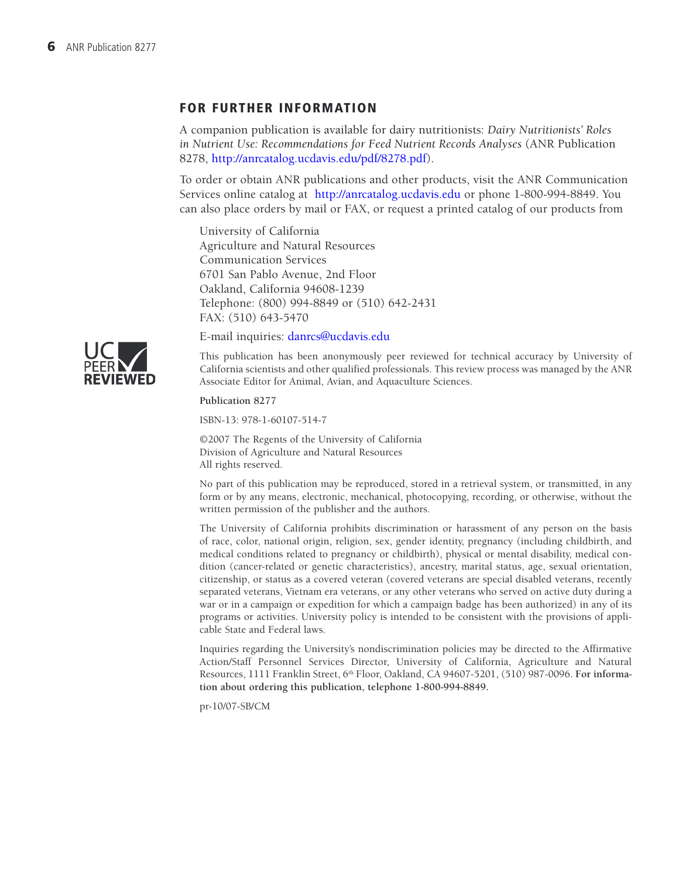## FOR FURTHER INFORMATION

A companion publication is available for dairy nutritionists: *Dairy Nutritionists' Roles in Nutrient Use: Recommendations for Feed Nutrient Records Analyses* (ANR Publication 8278, http://anrcatalog.ucdavis.edu/pdf/8278.pdf).

To order or obtain ANR publications and other products, visit the ANR Communication Services online catalog at http://anrcatalog.ucdavis.edu or phone 1-800-994-8849. You can also place orders by mail or FAX, or request a printed catalog of our products from

University of California  
Agriculture and Natural Resources  
Communication Services  
6701 San Pablo Avenue, 2nd Floor  
Oakland, California 94608-1239  
Telephone: (800) 994-8849 or (510) 642-2431  
FAX: (510) 643-5470

E-mail inquiries: danrcs@ucdavis.edu

UC PEER REVIEWED

This publication has been anonymously peer reviewed for technical accuracy by University of California scientists and other qualified professionals. This review process was managed by the ANR Associate Editor for Animal, Avian, and Aquaculture Sciences.

**Publication 8277**

ISBN-13: 978-1-60107-514-7

©2007 The Regents of the University of California  
Division of Agriculture and Natural Resources  
All rights reserved.

No part of this publication may be reproduced, stored in a retrieval system, or transmitted, in any form or by any means, electronic, mechanical, photocopying, recording, or otherwise, without the written permission of the publisher and the authors.

The University of California prohibits discrimination or harassment of any person on the basis of race, color, national origin, religion, sex, gender identity, pregnancy (including childbirth, and medical conditions related to pregnancy or childbirth), physical or mental disability, medical condition (cancer-related or genetic characteristics), ancestry, marital status, age, sexual orientation, citizenship, or status as a covered veteran (covered veterans are special disabled veterans, recently separated veterans, Vietnam era veterans, or any other veterans who served on active duty during a war or in a campaign or expedition for which a campaign badge has been authorized) in any of its programs or activities. University policy is intended to be consistent with the provisions of applicable State and Federal laws.

Inquiries regarding the University's nondiscrimination policies may be directed to the Affirmative Action/Staff Personnel Services Director, University of California, Agriculture and Natural Resources, 1111 Franklin Street, 6th Floor, Oakland, CA 94607-5201, (510) 987-0096. **For information about ordering this publication, telephone 1-800-994-8849.**

pr-10/07-SB/CM